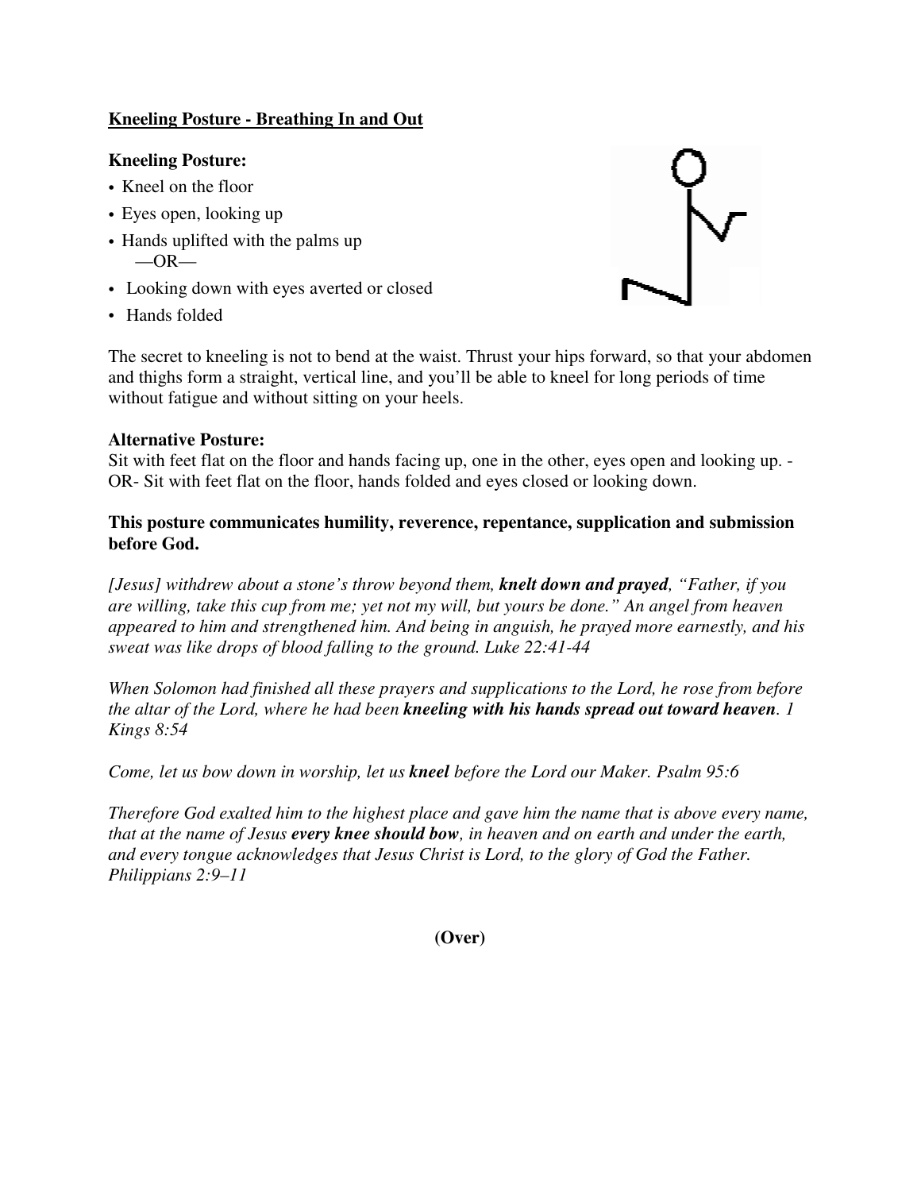**Kneeling Posture - Breathing In and Out**

**Kneeling Posture:**

- Kneel on the floor
- Eyes open, looking up
- Hands uplifted with the palms up
  —OR—
- Looking down with eyes averted or closed
- Hands folded

The secret to kneeling is not to bend at the waist. Thrust your hips forward, so that your abdomen and thighs form a straight, vertical line, and you'll be able to kneel for long periods of time without fatigue and without sitting on your heels.

**Alternative Posture:**
Sit with feet flat on the floor and hands facing up, one in the other, eyes open and looking up. -OR- Sit with feet flat on the floor, hands folded and eyes closed or looking down.

**This posture communicates humility, reverence, repentance, supplication and submission before God.**

*[Jesus] withdrew about a stone's throw beyond them, **knelt down and prayed**, "Father, if you are willing, take this cup from me; yet not my will, but yours be done." An angel from heaven appeared to him and strengthened him. And being in anguish, he prayed more earnestly, and his sweat was like drops of blood falling to the ground. Luke 22:41-44*

*When Solomon had finished all these prayers and supplications to the Lord, he rose from before the altar of the Lord, where he had been **kneeling with his hands spread out toward heaven**. 1 Kings 8:54*

*Come, let us bow down in worship, let us **kneel** before the Lord our Maker. Psalm 95:6*

*Therefore God exalted him to the highest place and gave him the name that is above every name, that at the name of Jesus **every knee should bow**, in heaven and on earth and under the earth, and every tongue acknowledges that Jesus Christ is Lord, to the glory of God the Father. Philippians 2:9–11*

**(Over)**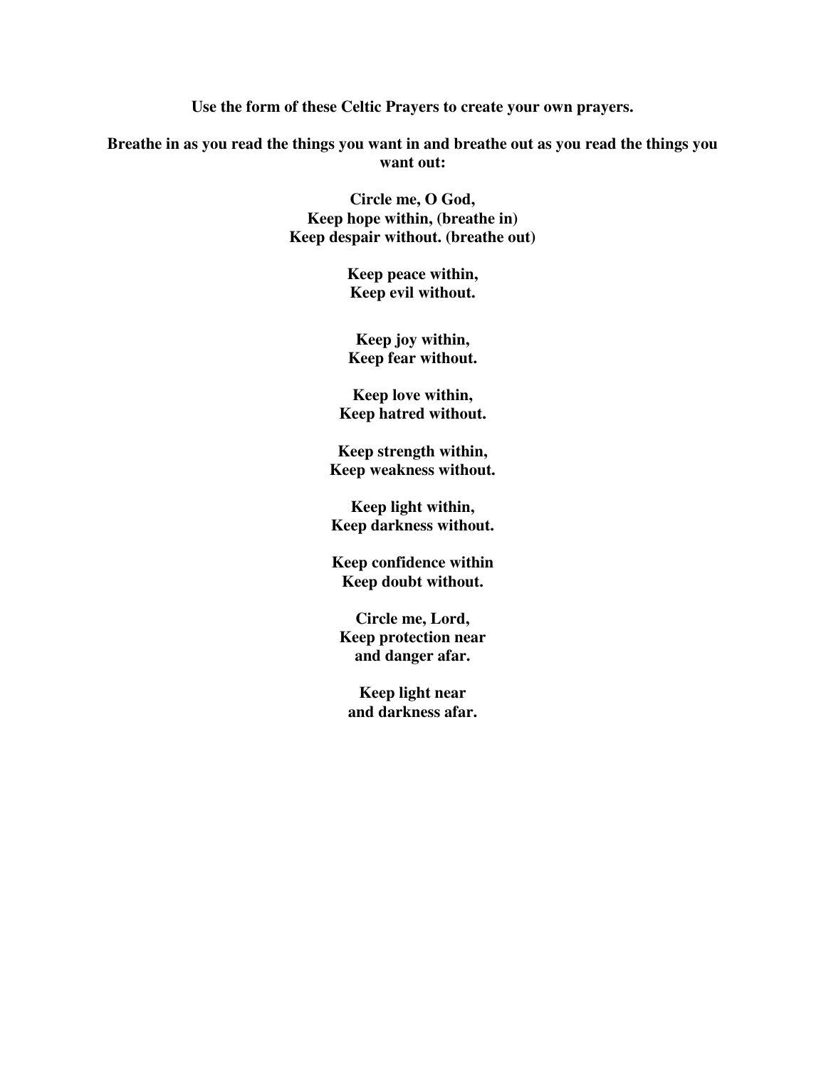**Use the form of these Celtic Prayers to create your own prayers.**

**Breathe in as you read the things you want in and breathe out as you read the things you want out:**

**Circle me, O God,**
**Keep hope within, (breathe in)**
**Keep despair without. (breathe out)**

**Keep peace within,**
**Keep evil without.**

**Keep joy within,**
**Keep fear without.**

**Keep love within,**
**Keep hatred without.**

**Keep strength within,**
**Keep weakness without.**

**Keep light within,**
**Keep darkness without.**

**Keep confidence within**
**Keep doubt without.**

**Circle me, Lord,**
**Keep protection near**
**and danger afar.**

**Keep light near**
**and darkness afar.**